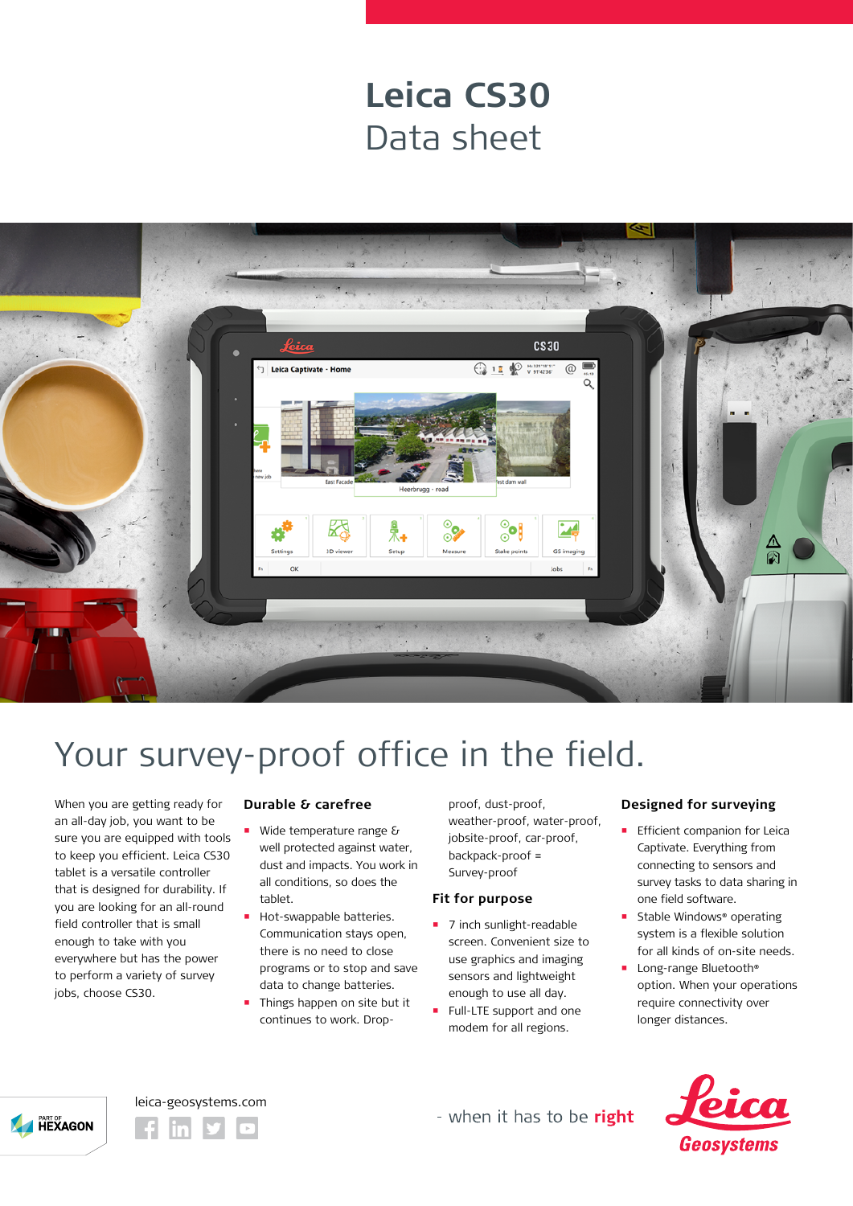# Leica CS30
Data sheet

## Your survey-proof office in the field.

When you are getting ready for an all-day job, you want to be sure you are equipped with tools to keep you efficient. Leica CS30 tablet is a versatile controller that is designed for durability. If you are looking for an all-round field controller that is small enough to take with you everywhere but has the power to perform a variety of survey jobs, choose CS30.

### Durable & carefree

- Wide temperature range & well protected against water, dust and impacts. You work in all conditions, so does the tablet.
- Hot-swappable batteries. Communication stays open, there is no need to close programs or to stop and save data to change batteries.
- Things happen on site but it continues to work. Drop-proof, dust-proof, weather-proof, water-proof, jobsite-proof, car-proof, backpack-proof = Survey-proof

### Fit for purpose

- 7 inch sunlight-readable screen. Convenient size to use graphics and imaging sensors and lightweight enough to use all day.
- Full-LTE support and one modem for all regions.

### Designed for surveying

- Efficient companion for Leica Captivate. Everything from connecting to sensors and survey tasks to data sharing in one field software.
- Stable Windows® operating system is a flexible solution for all kinds of on-site needs.
- Long-range Bluetooth® option. When your operations require connectivity over longer distances.

PART OF HEXAGON

leica-geosystems.com

- when it has to be **right**

Leica Geosystems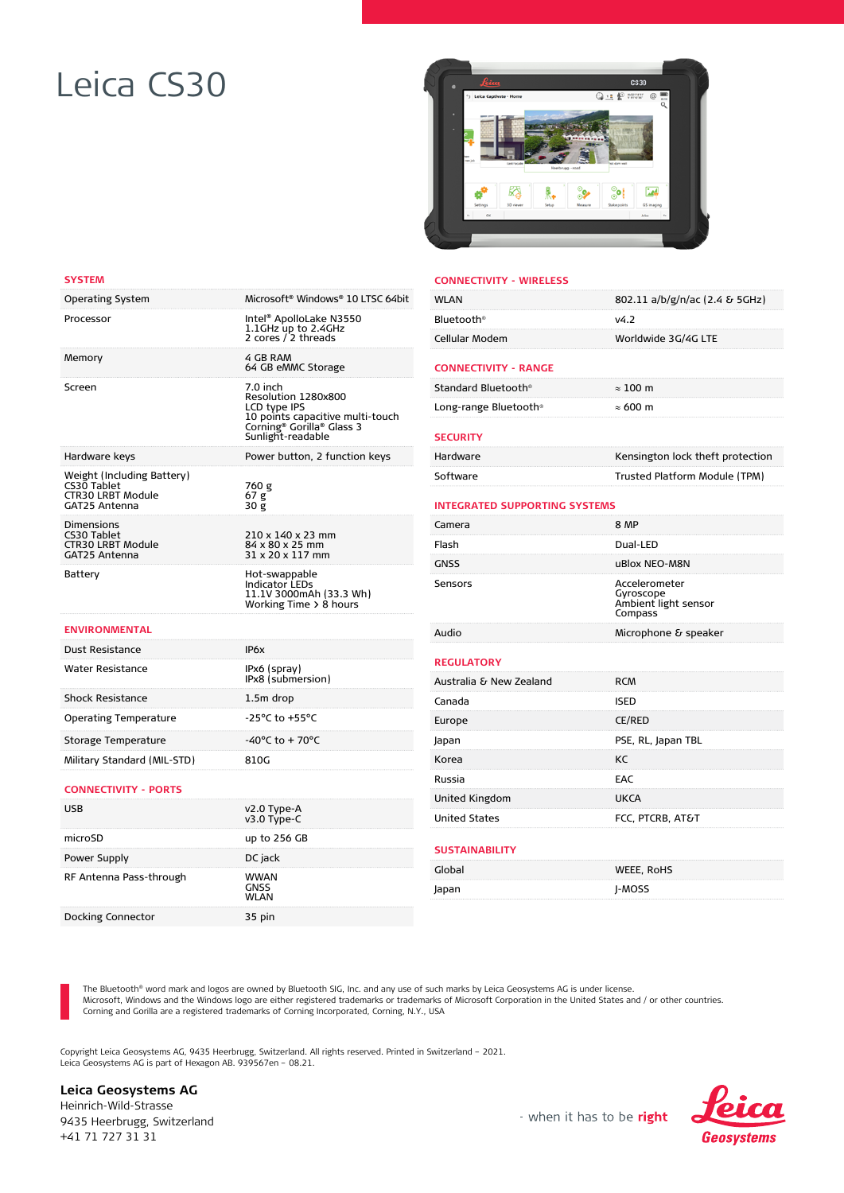# Leica CS30

## SYSTEM

| | |
|---|---|
| Operating System | Microsoft® Windows® 10 LTSC 64bit |
| Processor | Intel® ApolloLake N3550<br>1.1GHz up to 2.4GHz<br>2 cores / 2 threads |
| Memory | 4 GB RAM<br>64 GB eMMC Storage |
| Screen | 7.0 inch<br>Resolution 1280x800<br>LCD type IPS<br>10 points capacitive multi-touch<br>Corning® Gorilla® Glass 3<br>Sunlight-readable |
| Hardware keys | Power button, 2 function keys |
| Weight (Including Battery)<br>CS30 Tablet<br>CTR30 LRBT Module<br>GAT25 Antenna | <br>760 g<br>67 g<br>30 g |
| Dimensions<br>CS30 Tablet<br>CTR30 LRBT Module<br>GAT25 Antenna | <br>210 x 140 x 23 mm<br>84 x 80 x 25 mm<br>31 x 20 x 117 mm |
| Battery | Hot-swappable<br>Indicator LEDs<br>11.1V 3000mAh (33.3 Wh)<br>Working Time > 8 hours |

## ENVIRONMENTAL

| | |
|---|---|
| Dust Resistance | IP6x |
| Water Resistance | IPx6 (spray)<br>IPx8 (submersion) |
| Shock Resistance | 1.5m drop |
| Operating Temperature | -25°C to +55°C |
| Storage Temperature | -40°C to + 70°C |
| Military Standard (MIL-STD) | 810G |

## CONNECTIVITY - PORTS

| | |
|---|---|
| USB | v2.0 Type-A<br>v3.0 Type-C |
| microSD | up to 256 GB |
| Power Supply | DC jack |
| RF Antenna Pass-through | WWAN<br>GNSS<br>WLAN |
| Docking Connector | 35 pin |

## CONNECTIVITY - WIRELESS

| | |
|---|---|
| WLAN | 802.11 a/b/g/n/ac (2.4 & 5GHz) |
| Bluetooth® | v4.2 |
| Cellular Modem | Worldwide 3G/4G LTE |

## CONNECTIVITY - RANGE

| | |
|---|---|
| Standard Bluetooth® | ≈ 100 m |
| Long-range Bluetooth® | ≈ 600 m |

## SECURITY

| | |
|---|---|
| Hardware | Kensington lock theft protection |
| Software | Trusted Platform Module (TPM) |

## INTEGRATED SUPPORTING SYSTEMS

| | |
|---|---|
| Camera | 8 MP |
| Flash | Dual-LED |
| GNSS | uBlox NEO-M8N |
| Sensors | Accelerometer<br>Gyroscope<br>Ambient light sensor<br>Compass |
| Audio | Microphone & speaker |

## REGULATORY

| | |
|---|---|
| Australia & New Zealand | RCM |
| Canada | ISED |
| Europe | CE/RED |
| Japan | PSE, RL, Japan TBL |
| Korea | KC |
| Russia | EAC |
| United Kingdom | UKCA |
| United States | FCC, PTCRB, AT&T |

## SUSTAINABILITY

| | |
|---|---|
| Global | WEEE, RoHS |
| Japan | J-MOSS |

The Bluetooth® word mark and logos are owned by Bluetooth SIG, Inc. and any use of such marks by Leica Geosystems AG is under license.
Microsoft, Windows and the Windows logo are either registered trademarks or trademarks of Microsoft Corporation in the United States and / or other countries.
Corning and Gorilla are a registered trademarks of Corning Incorporated, Corning, N.Y., USA

Copyright Leica Geosystems AG, 9435 Heerbrugg, Switzerland. All rights reserved. Printed in Switzerland – 2021.
Leica Geosystems AG is part of Hexagon AB. 939567en – 08.21.

**Leica Geosystems AG**
Heinrich-Wild-Strasse
9435 Heerbrugg, Switzerland
+41 71 727 31 31

- when it has to be **right**

Leica Geosystems